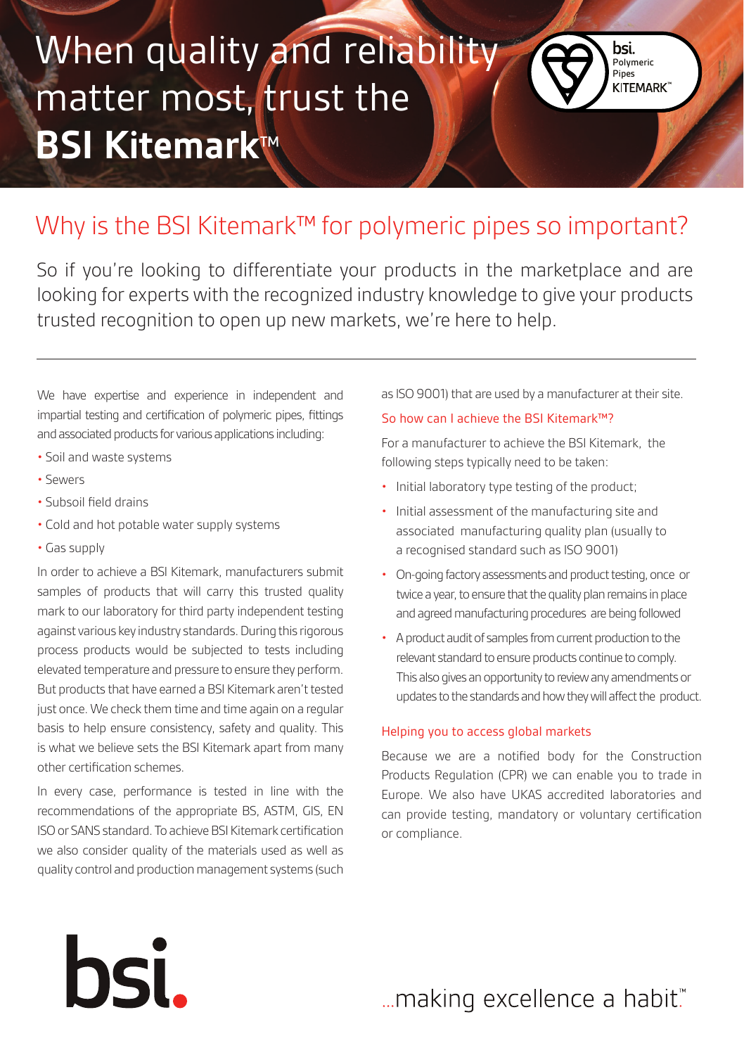# When quality and reliability matter most, trust the **BSI Kitemark™**

bsi. Polymeric Pipes KITEMARK™

## Why is the BSI Kitemark™ for polymeric pipes so important?

So if you're looking to differentiate your products in the marketplace and are looking for experts with the recognized industry knowledge to give your products trusted recognition to open up new markets, we're here to help.

---

We have expertise and experience in independent and impartial testing and certification of polymeric pipes, fittings and associated products for various applications including:

- Soil and waste systems
- Sewers
- Subsoil field drains
- Cold and hot potable water supply systems
- Gas supply

In order to achieve a BSI Kitemark, manufacturers submit samples of products that will carry this trusted quality mark to our laboratory for third party independent testing against various key industry standards. During this rigorous process products would be subjected to tests including elevated temperature and pressure to ensure they perform. But products that have earned a BSI Kitemark aren't tested just once. We check them time and time again on a regular basis to help ensure consistency, safety and quality. This is what we believe sets the BSI Kitemark apart from many other certification schemes.

In every case, performance is tested in line with the recommendations of the appropriate BS, ASTM, GIS, EN ISO or SANS standard. To achieve BSI Kitemark certification we also consider quality of the materials used as well as quality control and production management systems (such as ISO 9001) that are used by a manufacturer at their site.

### So how can I achieve the BSI Kitemark™?

For a manufacturer to achieve the BSI Kitemark, the following steps typically need to be taken:

- Initial laboratory type testing of the product;
- Initial assessment of the manufacturing site and associated manufacturing quality plan (usually to a recognised standard such as ISO 9001)
- On-going factory assessments and product testing, once or twice a year, to ensure that the quality plan remains in place and agreed manufacturing procedures are being followed
- A product audit of samples from current production to the relevant standard to ensure products continue to comply. This also gives an opportunity to review any amendments or updates to the standards and how they will affect the product.

### Helping you to access global markets

Because we are a notified body for the Construction Products Regulation (CPR) we can enable you to trade in Europe. We also have UKAS accredited laboratories and can provide testing, mandatory or voluntary certification or compliance.

bsi.

...making excellence a habit.™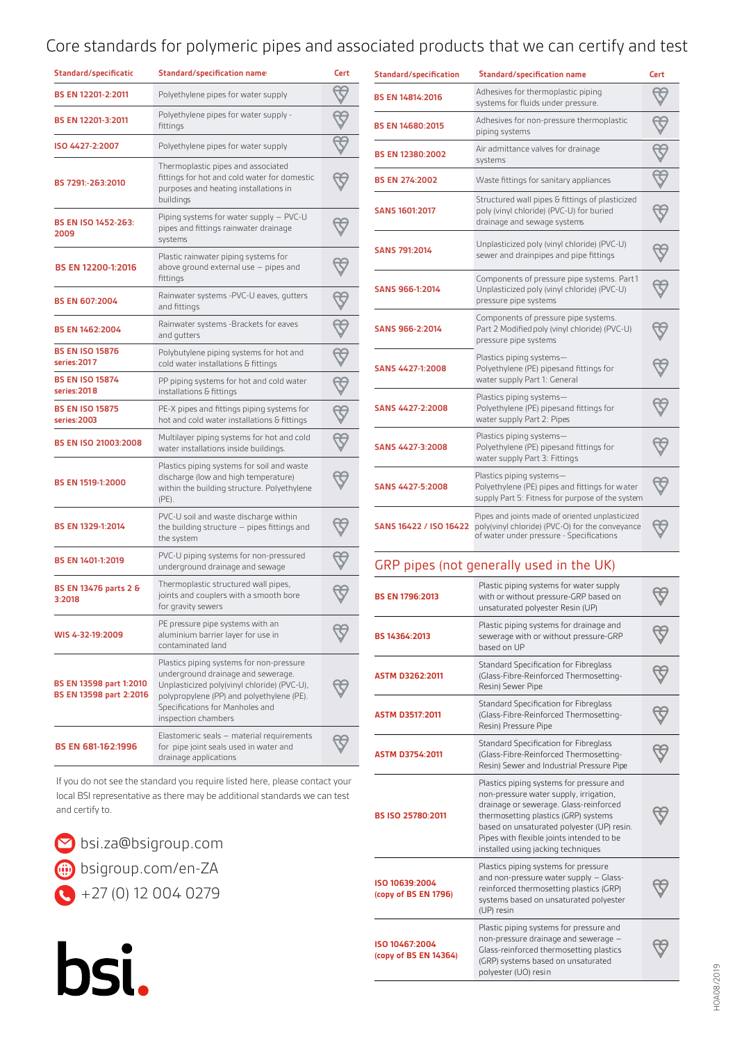# Core standards for polymeric pipes and associated products that we can certify and test

| Standard/specification | Standard/specification name | Cert |
|---|---|---|
| BS EN 12201-2:2011 | Polyethylene pipes for water supply | ✓ |
| BS EN 12201-3:2011 | Polyethylene pipes for water supply - fittings | ✓ |
| ISO 4427-2:2007 | Polyethylene pipes for water supply | ✓ |
| BS 7291:-263:2010 | Thermoplastic pipes and associated fittings for hot and cold water for domestic purposes and heating installations in buildings | ✓ |
| BS EN ISO 1452-263: 2009 | Piping systems for water supply – PVC-U pipes and fittings rainwater drainage systems | ✓ |
| BS EN 12200-1:2016 | Plastic rainwater piping systems for above ground external use – pipes and fittings | ✓ |
| BS EN 607:2004 | Rainwater systems -PVC-U eaves, gutters and fittings | ✓ |
| BS EN 1462:2004 | Rainwater systems -Brackets for eaves and gutters | ✓ |
| BS EN ISO 15876 series:2017 | Polybutylene piping systems for hot and cold water installations & fittings | ✓ |
| BS EN ISO 15874 series:2018 | PP piping systems for hot and cold water installations & fittings | ✓ |
| BS EN ISO 15875 series:2003 | PE-X pipes and fittings piping systems for hot and cold water installations & fittings | ✓ |
| BS EN ISO 21003:2008 | Multilayer piping systems for hot and cold water installations inside buildings. | ✓ |
| BS EN 1519-1:2000 | Plastics piping systems for soil and waste discharge (low and high temperature) within the building structure. Polyethylene (PE). | ✓ |
| BS EN 1329-1:2014 | PVC-U soil and waste discharge within the building structure – pipes fittings and the system | ✓ |
| BS EN 1401-1:2019 | PVC-U piping systems for non-pressured underground drainage and sewage | ✓ |
| BS EN 13476 parts 2 & 3:2018 | Thermoplastic structured wall pipes, joints and couplers with a smooth bore for gravity sewers | ✓ |
| WIS 4-32-19:2009 | PE pressure pipe systems with an aluminium barrier layer for use in contaminated land | ✓ |
| BS EN 13598 part 1:2010 BS EN 13598 part 2:2016 | Plastics piping systems for non-pressure underground drainage and sewerage. Unplasticized poly(vinyl chloride) (PVC-U), polypropylene (PP) and polyethylene (PE). Specifications for Manholes and inspection chambers | ✓ |
| BS EN 681-1&2:1996 | Elastomeric seals – material requirements for pipe joint seals used in water and drainage applications | ✓ |

If you do not see the standard you require listed here, please contact your local BSI representative as there may be additional standards we can test and certify to.

bsi.za@bsigroup.com

bsigroup.com/en-ZA

+27 (0) 12 004 0279

| Standard/specification | Standard/specification name | Cert |
|---|---|---|
| BS EN 14814:2016 | Adhesives for thermoplastic piping systems for fluids under pressure. | ✓ |
| BS EN 14680:2015 | Adhesives for non-pressure thermoplastic piping systems | ✓ |
| BS EN 12380:2002 | Air admittance valves for drainage systems | ✓ |
| BS EN 274:2002 | Waste fittings for sanitary appliances | ✓ |
| SANS 1601:2017 | Structured wall pipes & fittings of plasticized poly (vinyl chloride) (PVC-U) for buried drainage and sewage systems | ✓ |
| SANS 791:2014 | Unplasticized poly (vinyl chloride) (PVC-U) sewer and drainpipes and pipe fittings | ✓ |
| SANS 966-1:2014 | Components of pressure pipe systems. Part1 Unplasticized poly (vinyl chloride) (PVC-U) pressure pipe systems | ✓ |
| SANS 966-2:2014 | Components of pressure pipe systems. Part 2 Modified poly (vinyl chloride) (PVC-U) pressure pipe systems | ✓ |
| SANS 4427-1:2008 | Plastics piping systems— Polyethylene (PE) pipesand fittings for water supply Part 1: General | ✓ |
| SANS 4427-2:2008 | Plastics piping systems— Polyethylene (PE) pipesand fittings for water supply Part 2: Pipes | ✓ |
| SANS 4427-3:2008 | Plastics piping systems— Polyethylene (PE) pipesand fittings for water supply Part 3: Fittings | ✓ |
| SANS 4427-5:2008 | Plastics piping systems— Polyethylene (PE) pipes and fittings for water supply Part 5: Fitness for purpose of the system | ✓ |
| SANS 16422 / ISO 16422 | Pipes and joints made of oriented unplasticized poly(vinyl chloride) (PVC-O) for the conveyance of water under pressure - Specifications | ✓ |

## GRP pipes (not generally used in the UK)

| Standard/specification | Standard/specification name | Cert |
|---|---|---|
| BS EN 1796:2013 | Plastic piping systems for water supply with or without pressure-GRP based on unsaturated polyester Resin (UP) | ✓ |
| BS 14364:2013 | Plastic piping systems for drainage and sewerage with or without pressure-GRP based on UP | ✓ |
| ASTM D3262:2011 | Standard Specification for Fibreglass (Glass-Fibre-Reinforced Thermosetting-Resin) Sewer Pipe | ✓ |
| ASTM D3517:2011 | Standard Specification for Fibreglass (Glass-Fibre-Reinforced Thermosetting-Resin) Pressure Pipe | ✓ |
| ASTM D3754:2011 | Standard Specification for Fibreglass (Glass-Fibre-Reinforced Thermosetting-Resin) Sewer and Industrial Pressure Pipe | ✓ |
| BS ISO 25780:2011 | Plastics piping systems for pressure and non-pressure water supply, irrigation, drainage or sewerage. Glass-reinforced thermosetting plastics (GRP) systems based on unsaturated polyester (UP) resin. Pipes with flexible joints intended to be installed using jacking techniques | ✓ |
| ISO 10639:2004 (copy of BS EN 1796) | Plastics piping systems for pressure and non-pressure water supply – Glass-reinforced thermosetting plastics (GRP) systems based on unsaturated polyester (UP) resin | ✓ |
| ISO 10467:2004 (copy of BS EN 14364) | Plastic piping systems for pressure and non-pressure drainage and sewerage – Glass-reinforced thermosetting plastics (GRP) systems based on unsaturated polyester (UO) resin | ✓ |

bsi.

HOA08/2019